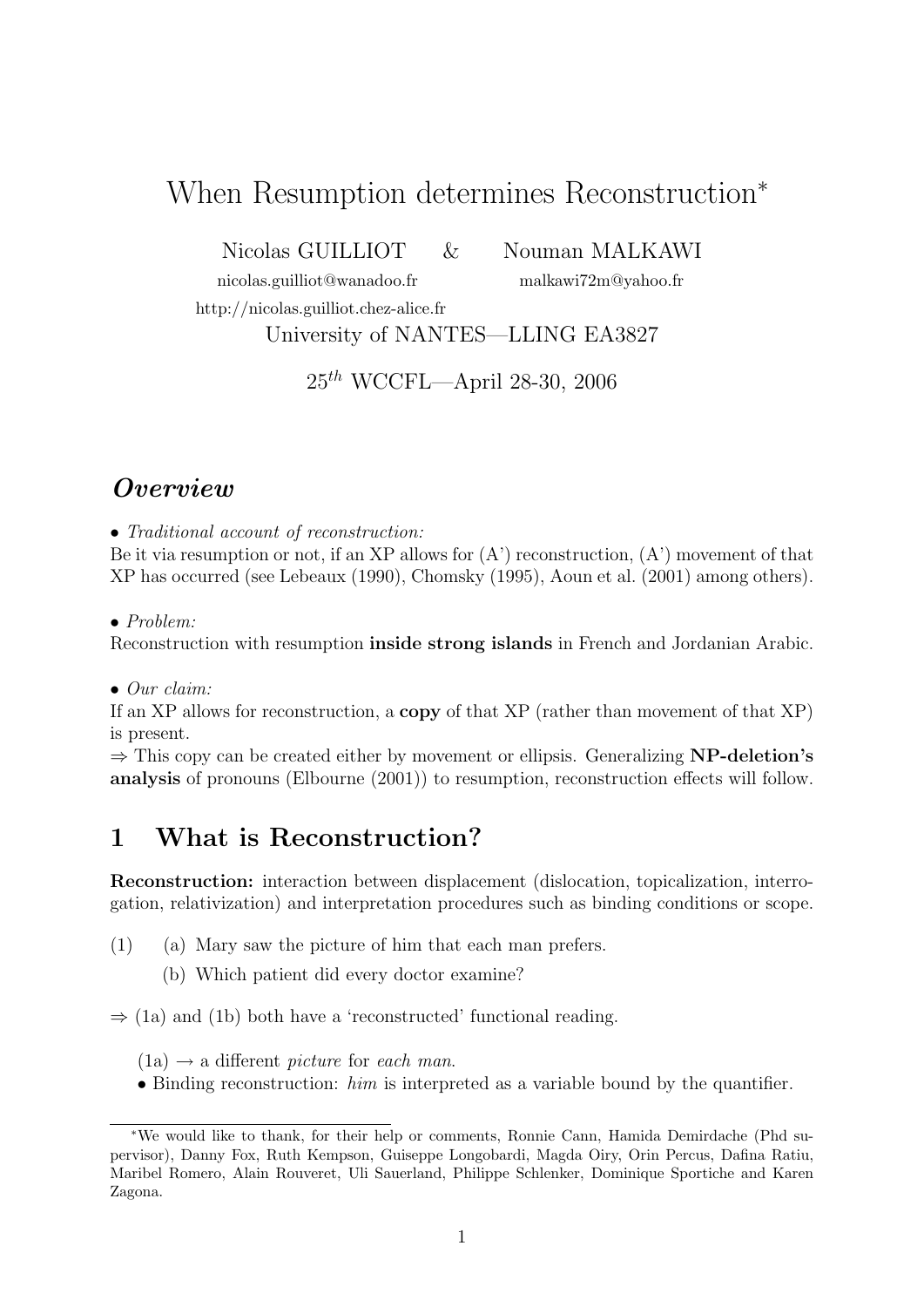# When Resumption determines Reconstruction[*]

Nicolas GUILLIOT & Nouman MALKAWI

nicolas.guilliot@wanadoo.fr malkawi72m@yahoo.fr

http://nicolas.guilliot.chez-alice.fr

University of NANTES—LLING EA3827

$25^{th}$ WCCFL—April 28-30, 2006

## *Overview*

• *Traditional account of reconstruction:*
Be it via resumption or not, if an XP allows for (A') reconstruction, (A') movement of that XP has occurred (see Lebeaux (1990), Chomsky (1995), Aoun et al. (2001) among others).

• *Problem:*
Reconstruction with resumption **inside strong islands** in French and Jordanian Arabic.

• *Our claim:*
If an XP allows for reconstruction, a **copy** of that XP (rather than movement of that XP) is present.
⇒ This copy can be created either by movement or ellipsis. Generalizing **NP-deletion's analysis** of pronouns (Elbourne (2001)) to resumption, reconstruction effects will follow.

## 1 What is Reconstruction?

**Reconstruction:** interaction between displacement (dislocation, topicalization, interrogation, relativization) and interpretation procedures such as binding conditions or scope.

(1) (a) Mary saw the picture of him that each man prefers.
 (b) Which patient did every doctor examine?

⇒ (1a) and (1b) both have a 'reconstructed' functional reading.

(1a) → a different *picture* for *each man*.
• Binding reconstruction: *him* is interpreted as a variable bound by the quantifier.

---

[*] We would like to thank, for their help or comments, Ronnie Cann, Hamida Demirdache (Phd supervisor), Danny Fox, Ruth Kempson, Guiseppe Longobardi, Magda Oiry, Orin Percus, Dafina Ratiu, Maribel Romero, Alain Rouveret, Uli Sauerland, Philippe Schlenker, Dominique Sportiche and Karen Zagona.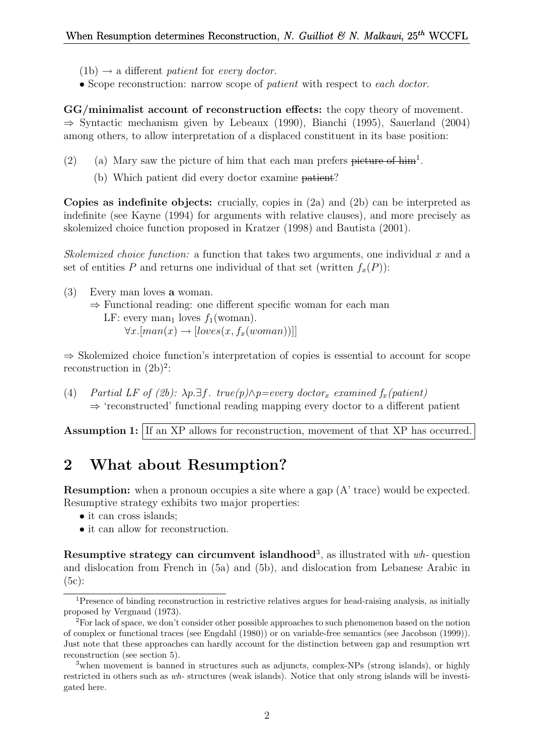(1b) → a different *patient* for *every doctor*.

• Scope reconstruction: narrow scope of *patient* with respect to *each doctor*.

**GG/minimalist account of reconstruction effects:** the copy theory of movement.
⇒ Syntactic mechanism given by Lebeaux (1990), Bianchi (1995), Sauerland (2004) among others, to allow interpretation of a displaced constituent in its base position:

(2) (a) Mary saw the picture of him that each man prefers ~~picture of him~~[1].

(b) Which patient did every doctor examine ~~patient~~?

**Copies as indefinite objects:** crucially, copies in (2a) and (2b) can be interpreted as indefinite (see Kayne (1994) for arguments with relative clauses), and more precisely as skolemized choice function proposed in Kratzer (1998) and Bautista (2001).

*Skolemized choice function:* a function that takes two arguments, one individual $x$ and a set of entities $P$ and returns one individual of that set (written $f_x(P)$):

(3) Every man loves **a** woman.
⇒ Functional reading: one different specific woman for each man
LF: every man$_1$ loves $f_1$(woman).
$\forall x.[man(x) \rightarrow [loves(x, f_x(woman))]]$

⇒ Skolemized choice function's interpretation of copies is essential to account for scope reconstruction in (2b)[2]:

(4) *Partial LF of (2b):* $\lambda p.\exists f.\ true(p) \wedge p{=}every\ doctor_x\ examined\ f_x(patient)$
⇒ 'reconstructed' functional reading mapping every doctor to a different patient

**Assumption 1:** If an XP allows for reconstruction, movement of that XP has occurred.

## 2 What about Resumption?

**Resumption:** when a pronoun occupies a site where a gap (A' trace) would be expected. Resumptive strategy exhibits two major properties:

- it can cross islands;
- it can allow for reconstruction.

**Resumptive strategy can circumvent islandhood**[3], as illustrated with *wh-* question and dislocation from French in (5a) and (5b), and dislocation from Lebanese Arabic in (5c):

---

[1] Presence of binding reconstruction in restrictive relatives argues for head-raising analysis, as initially proposed by Vergnaud (1973).

[2] For lack of space, we don't consider other possible approaches to such phenomenon based on the notion of complex or functional traces (see Engdahl (1980)) or on variable-free semantics (see Jacobson (1999)). Just note that these approaches can hardly account for the distinction between gap and resumption wrt reconstruction (see section 5).

[3] when movement is banned in structures such as adjuncts, complex-NPs (strong islands), or highly restricted in others such as *wh-* structures (weak islands). Notice that only strong islands will be investigated here.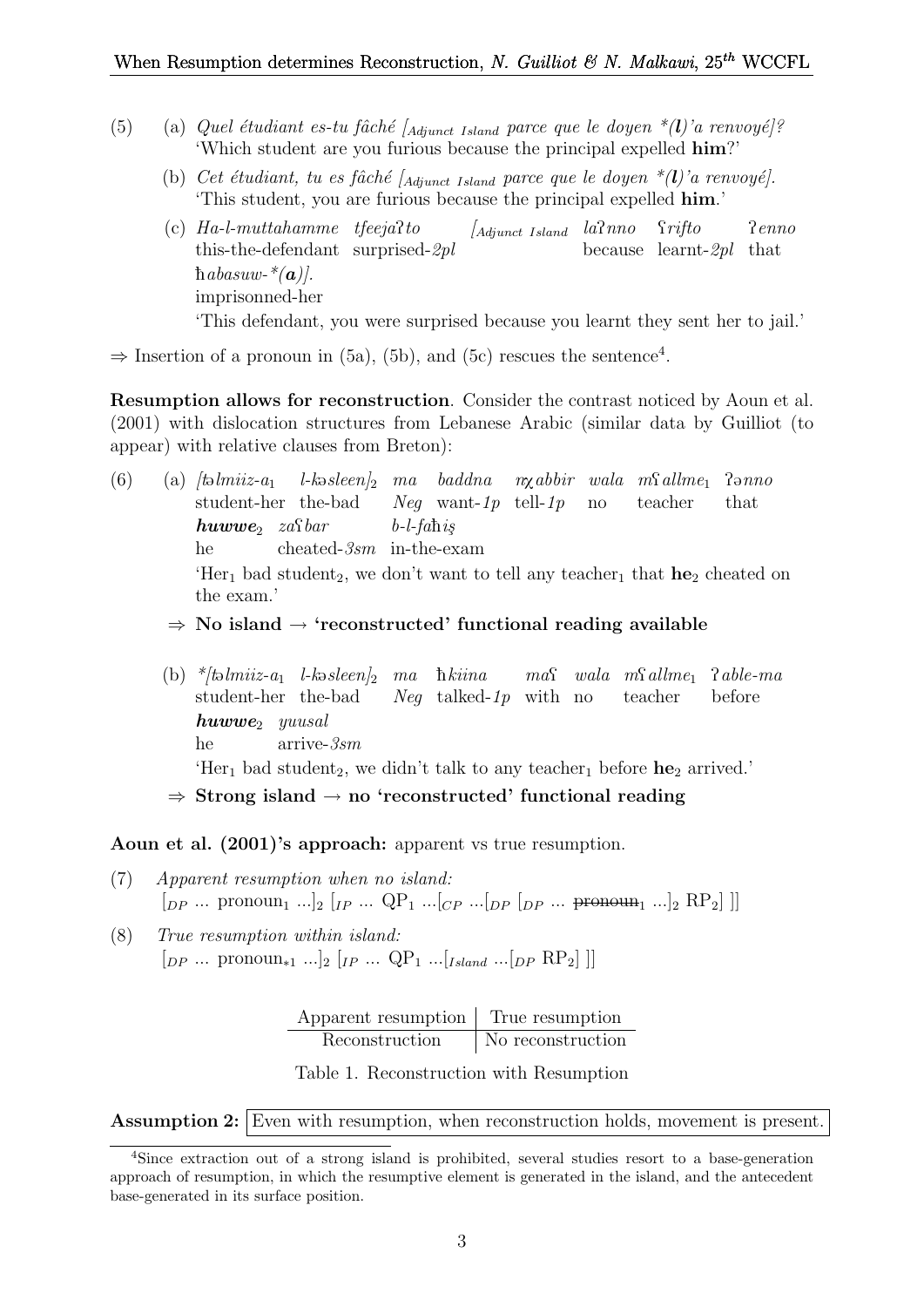(5) (a) *Quel étudiant es-tu fâché [$_{Adjunct\ Island}$ parce que le doyen \*(**l**)'a renvoyé]?*
'Which student are you furious because the principal expelled **him**?'

(b) *Cet étudiant, tu es fâché [$_{Adjunct\ Island}$ parce que le doyen \*(**l**)'a renvoyé].*
'This student, you are furious because the principal expelled **him**.'

(c) *Ha-l-muttahamme tfeejaʔto [$_{Adjunct\ Island}$ laʔnno ʕrifto ʔenno ħabasuw-\*(**a**)].*
this-the-defendant surprised-*2pl* because learnt-*2pl* that imprisonned-her
'This defendant, you were surprised because you learnt they sent her to jail.'

⇒ Insertion of a pronoun in (5a), (5b), and (5c) rescues the sentence[4].

**Resumption allows for reconstruction**. Consider the contrast noticed by Aoun et al. (2001) with dislocation structures from Lebanese Arabic (similar data by Guilliot (to appear) with relative clauses from Breton):

(6) (a) *[təlmiiz-a$_1$ l-kəsleen]$_2$ ma baddna nχabbir wala mʕallme$_1$ ʔənno **huwwe**$_2$ zaʕbar b-l-faħiș*
student-her the-bad *Neg* want-*1p* tell-*1p* no teacher that he cheated-*3sm* in-the-exam
'Her$_1$ bad student$_2$, we don't want to tell any teacher$_1$ that **he**$_2$ cheated on the exam.'

⇒ **No island → 'reconstructed' functional reading available**

(b) *\*[təlmiiz-a$_1$ l-kəsleen]$_2$ ma ħkiina maʕ wala mʕallme$_1$ ʔable-ma **huwwe**$_2$ yuusal*
student-her the-bad *Neg* talked-*1p* with no teacher before he arrive-*3sm*
'Her$_1$ bad student$_2$, we didn't talk to any teacher$_1$ before **he**$_2$ arrived.'

⇒ **Strong island → no 'reconstructed' functional reading**

**Aoun et al. (2001)'s approach:** apparent vs true resumption.

(7) *Apparent resumption when no island:*
$[_{DP}$ ... pronoun$_1$ ...$]_2$ $[_{IP}$ ... QP$_1$ ...$[_{CP}$ ...$[_{DP}$ $[_{DP}$ ... ~~pronoun~~$_1$ ...$]_2$ RP$_2$$]$ $]]$

(8) *True resumption within island:*
$[_{DP}$ ... pronoun$_{*1}$ ...$]_2$ $[_{IP}$ ... QP$_1$ ...$[_{Island}$ ...$[_{DP}$ RP$_2$$]$ $]]$

| Apparent resumption | True resumption |
|---|---|
| Reconstruction | No reconstruction |

Table 1. Reconstruction with Resumption

**Assumption 2:** Even with resumption, when reconstruction holds, movement is present.

[4]Since extraction out of a strong island is prohibited, several studies resort to a base-generation approach of resumption, in which the resumptive element is generated in the island, and the antecedent base-generated in its surface position.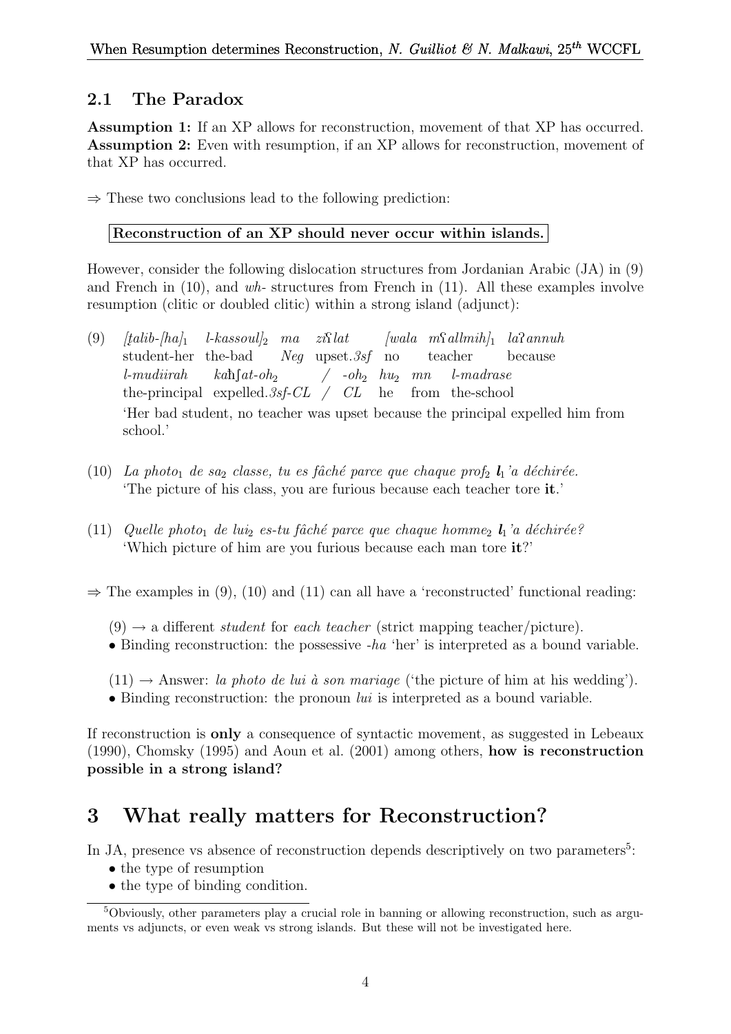## 2.1 The Paradox

**Assumption 1:** If an XP allows for reconstruction, movement of that XP has occurred.
**Assumption 2:** Even with resumption, if an XP allows for reconstruction, movement of that XP has occurred.

⇒ These two conclusions lead to the following prediction:

**Reconstruction of an XP should never occur within islands.**

However, consider the following dislocation structures from Jordanian Arabic (JA) in (9) and French in (10), and *wh-* structures from French in (11). All these examples involve resumption (clitic or doubled clitic) within a strong island (adjunct):

(9) *[ṭalib-[ha]$_1$ l-kassoul]$_2$ ma ziʕlat [wala mʕallmih]$_1$ laʔannuh*
student-her the-bad *Neg* upset.*3sf* no teacher because
*l-mudiirah kaħʃat-oh$_2$ / -oh$_2$ hu$_2$ mn l-madrase*
the-principal expelled.*3sf-CL* / *CL* he from the-school
'Her bad student, no teacher was upset because the principal expelled him from school.'

(10) *La photo$_1$ de sa$_2$ classe, tu es fâché parce que chaque prof$_2$* ***l$_1$****'a déchirée.*
'The picture of his class, you are furious because each teacher tore **it**.'

(11) *Quelle photo$_1$ de lui$_2$ es-tu fâché parce que chaque homme$_2$* ***l$_1$****'a déchirée?*
'Which picture of him are you furious because each man tore **it**?'

⇒ The examples in (9), (10) and (11) can all have a 'reconstructed' functional reading:

(9) → a different *student* for *each teacher* (strict mapping teacher/picture).
- Binding reconstruction: the possessive *-ha* 'her' is interpreted as a bound variable.

(11) → Answer: *la photo de lui à son mariage* ('the picture of him at his wedding').
- Binding reconstruction: the pronoun *lui* is interpreted as a bound variable.

If reconstruction is **only** a consequence of syntactic movement, as suggested in Lebeaux (1990), Chomsky (1995) and Aoun et al. (2001) among others, **how is reconstruction possible in a strong island?**

# 3 What really matters for Reconstruction?

In JA, presence vs absence of reconstruction depends descriptively on two parameters[5]:
- the type of resumption
- the type of binding condition.

[5] Obviously, other parameters play a crucial role in banning or allowing reconstruction, such as arguments vs adjuncts, or even weak vs strong islands. But these will not be investigated here.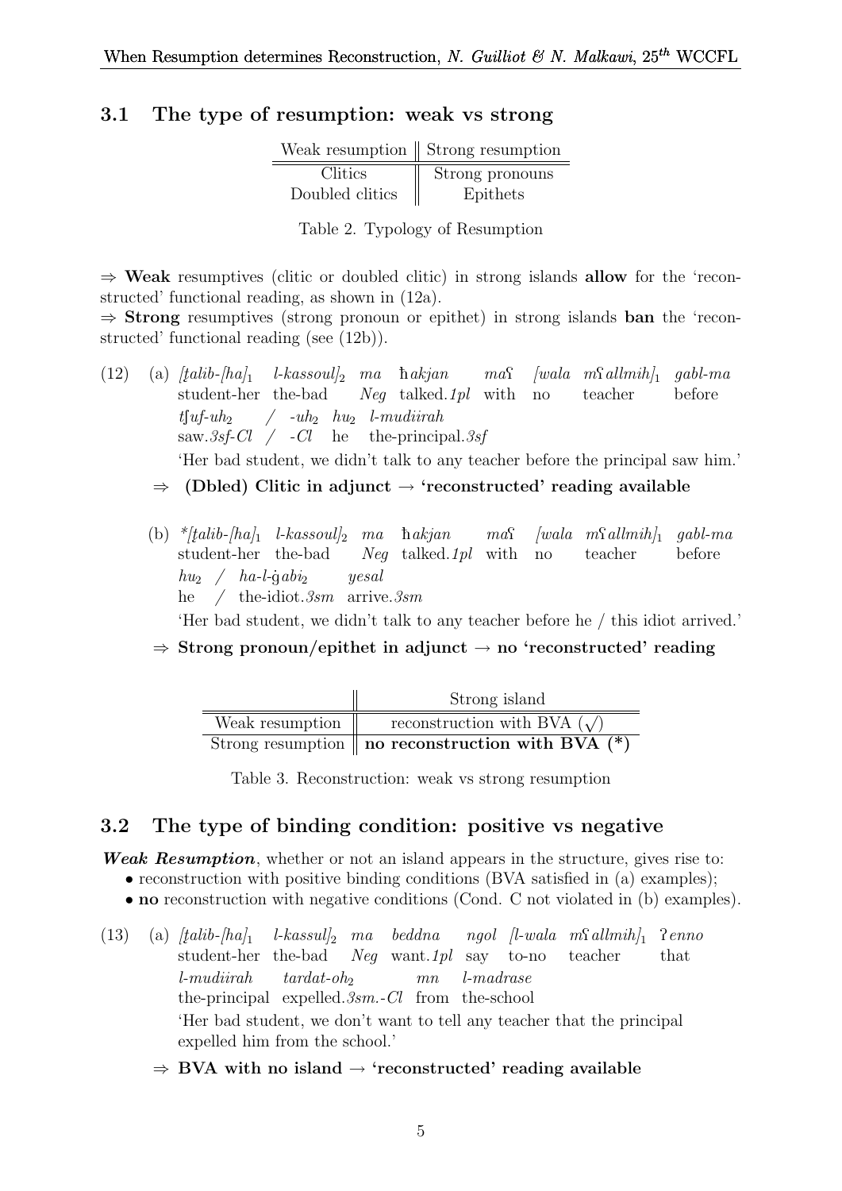## 3.1 The type of resumption: weak vs strong

| Weak resumption | Strong resumption |
|---|---|
| Clitics | Strong pronouns |
| Doubled clitics | Epithets |

Table 2. Typology of Resumption

⇒ **Weak** resumptives (clitic or doubled clitic) in strong islands **allow** for the 'reconstructed' functional reading, as shown in (12a).
⇒ **Strong** resumptives (strong pronoun or epithet) in strong islands **ban** the 'reconstructed' functional reading (see (12b)).

(12) (a) *[ṭalib-[ha]$_1$ l-kassoul]$_2$ ma ħakjan maʕ [wala mʕallmih]$_1$ gabl-ma tʃuf-uh$_2$ / -uh$_2$ hu$_2$ l-mudiirah*
student-her the-bad *Neg* talked.*1pl* with no teacher before saw.*3sf-Cl* / *-Cl* he the-principal.*3sf*
'Her bad student, we didn't talk to any teacher before the principal saw him.'

⇒ **(Dbled) Clitic in adjunct → 'reconstructed' reading available**

(b) **[ṭalib-[ha]$_1$ l-kassoul]$_2$ ma ħakjan maʕ [wala mʕallmih]$_1$ gabl-ma hu$_2$ / ha-l-ġabi$_2$ yesal*
student-her the-bad *Neg* talked.*1pl* with no teacher before he / the-idiot.*3sm* arrive.*3sm*
'Her bad student, we didn't talk to any teacher before he / this idiot arrived.'

⇒ **Strong pronoun/epithet in adjunct → no 'reconstructed' reading**

| | Strong island |
|---|---|
| Weak resumption | reconstruction with BVA (√) |
| Strong resumption | **no reconstruction with BVA (*)** |

Table 3. Reconstruction: weak vs strong resumption

## 3.2 The type of binding condition: positive vs negative

***Weak Resumption***, whether or not an island appears in the structure, gives rise to:
- reconstruction with positive binding conditions (BVA satisfied in (a) examples);
- **no** reconstruction with negative conditions (Cond. C not violated in (b) examples).

(13) (a) *[ṭalib-[ha]$_1$ l-kassul]$_2$ ma beddna ngol [l-wala mʕallmih]$_1$ ʔenno l-mudiirah tardat-oh$_2$ mn l-madrase*
student-her the-bad *Neg* want.*1pl* say to-no teacher that the-principal expelled.*3sm.-Cl* from the-school
'Her bad student, we don't want to tell any teacher that the principal expelled him from the school.'

⇒ **BVA with no island → 'reconstructed' reading available**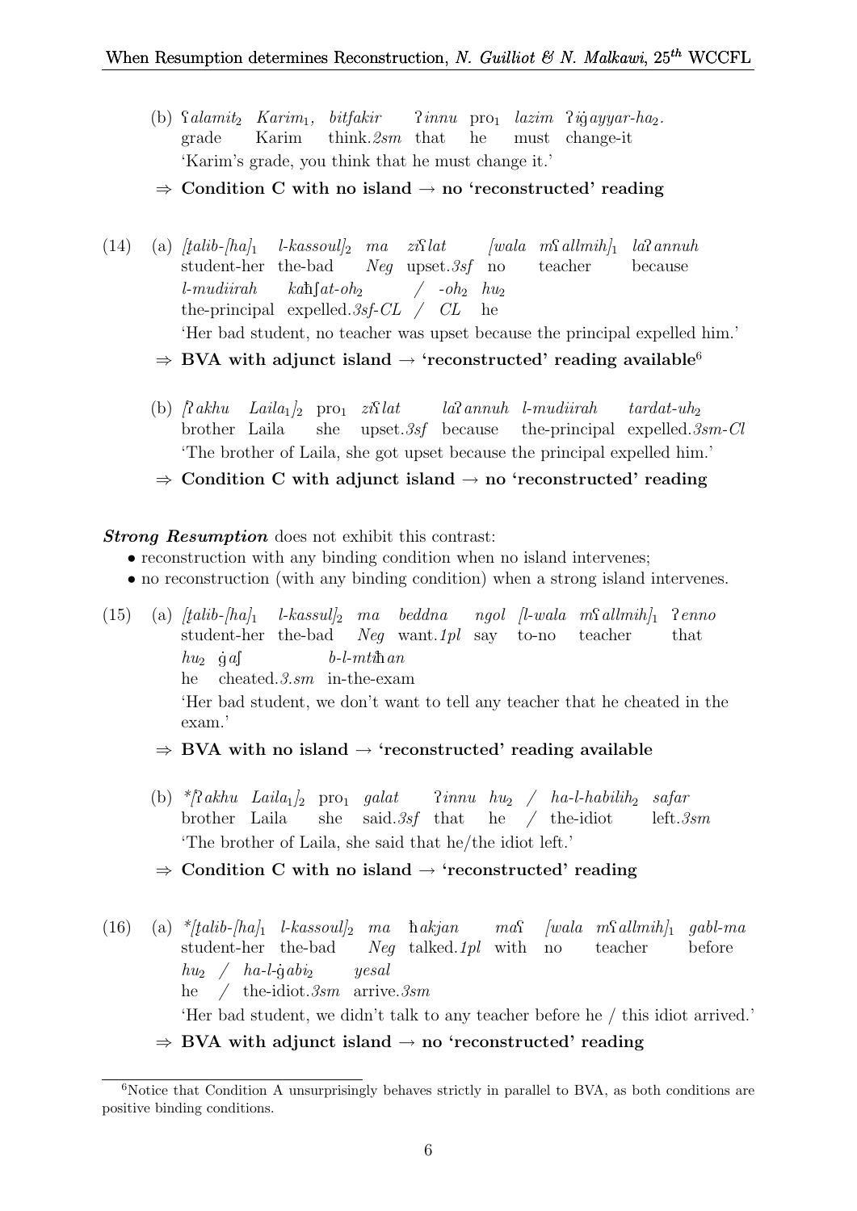(b) ʕalamit$_2$ Karim$_1$, bitfakir ʔinnu pro$_1$ lazim ʔiġayyar-ha$_2$.
grade Karim think.*2sm* that he must change-it
'Karim's grade, you think that he must change it.'

⇒ **Condition C with no island → no 'reconstructed' reading**

(14) (a) [ṭalib-[ha]$_1$ l-kassoul]$_2$ ma ziʕlat [wala mʕallmih]$_1$ laʔannuh l-mudiirah kaħʃat-oh$_2$ / -oh$_2$ hu$_2$
student-her the-bad *Neg* upset.*3sf* no teacher because the-principal expelled.*3sf-CL* / *CL* he
'Her bad student, no teacher was upset because the principal expelled him.'

⇒ **BVA with adjunct island → 'reconstructed' reading available**[6]

(b) [ʔakhu Laila$_1$]$_2$ pro$_1$ ziʕlat laʔannuh l-mudiirah tardat-uh$_2$
brother Laila she upset.*3sf* because the-principal expelled.*3sm-Cl*
'The brother of Laila, she got upset because the principal expelled him.'

⇒ **Condition C with adjunct island → no 'reconstructed' reading**

***Strong Resumption*** does not exhibit this contrast:

- reconstruction with any binding condition when no island intervenes;
- no reconstruction (with any binding condition) when a strong island intervenes.

(15) (a) [ṭalib-[ha]$_1$ l-kassul]$_2$ ma beddna ngol [l-wala mʕallmih]$_1$ ʔenno hu$_2$ ġaʃ b-l-mtiħan
student-her the-bad *Neg* want.*1pl* say to-no teacher that he cheated.*3.sm* in-the-exam
'Her bad student, we don't want to tell any teacher that he cheated in the exam.'

⇒ **BVA with no island → 'reconstructed' reading available**

(b) *[ʔakhu Laila$_1$]$_2$ pro$_1$ galat ʔinnu hu$_2$ / ha-l-habilih$_2$ safar
brother Laila she said.*3sf* that he / the-idiot left.*3sm*
'The brother of Laila, she said that he/the idiot left.'

⇒ **Condition C with no island → 'reconstructed' reading**

(16) (a) *[ṭalib-[ha]$_1$ l-kassoul]$_2$ ma ħakjan maʕ [wala mʕallmih]$_1$ gabl-ma hu$_2$ / ha-l-ġabi$_2$ yesal
student-her the-bad *Neg* talked.*1pl* with no teacher before he / the-idiot.*3sm* arrive.*3sm*
'Her bad student, we didn't talk to any teacher before he / this idiot arrived.'

⇒ **BVA with adjunct island → no 'reconstructed' reading**

---

[6] Notice that Condition A unsurprisingly behaves strictly in parallel to BVA, as both conditions are positive binding conditions.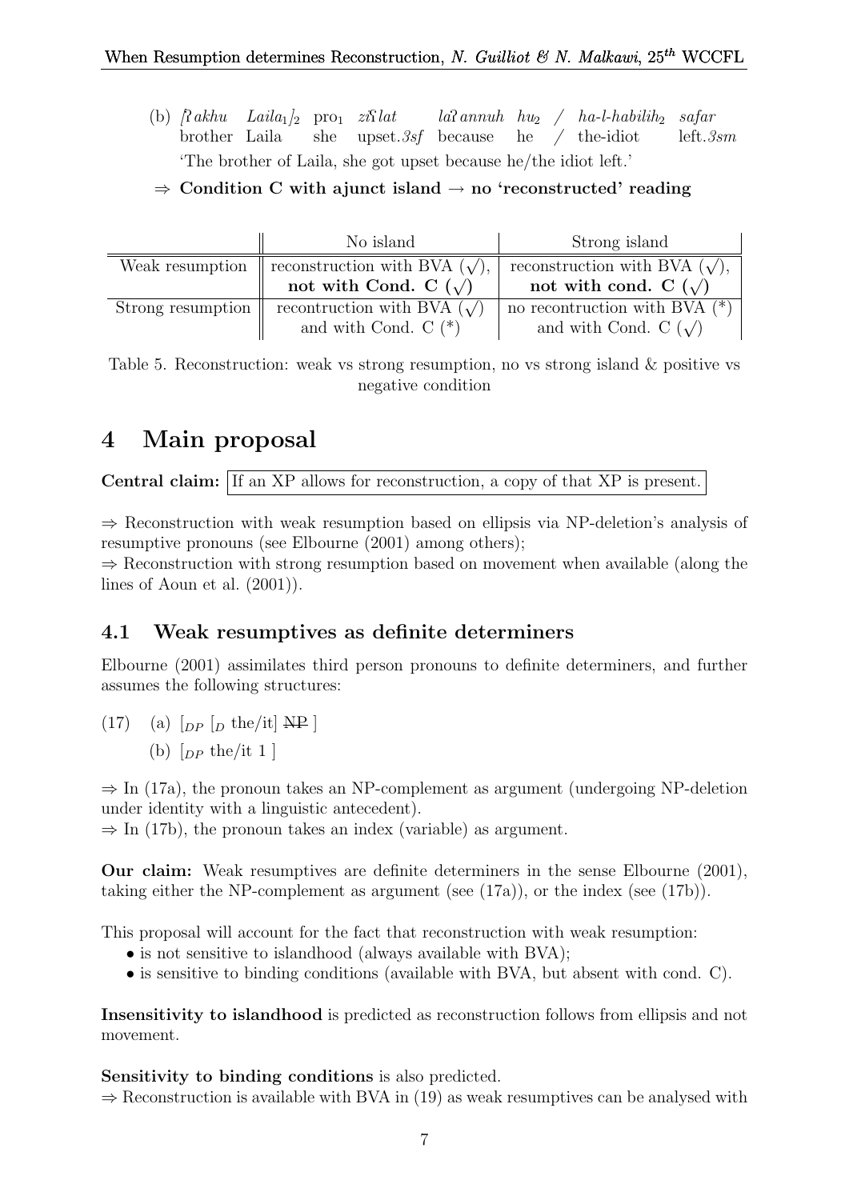(b) *[ʔakhu Laila$_1$]$_2$* pro$_1$ *ziʕlat laʔannuh hu$_2$ / ha-l-habilih$_2$ safar*
brother Laila she upset.*3sf* because he / the-idiot left.*3sm*
'The brother of Laila, she got upset because he/the idiot left.'

⇒ **Condition C with ajunct island → no 'reconstructed' reading**

| | No island | Strong island |
|---|---|---|
| Weak resumption | reconstruction with BVA (√), **not with Cond. C (√)** | reconstruction with BVA (√), **not with cond. C (√)** |
| Strong resumption | recontruction with BVA (√) and with Cond. C (*) | no recontruction with BVA (*) and with Cond. C (√) |

Table 5. Reconstruction: weak vs strong resumption, no vs strong island & positive vs negative condition

# 4 Main proposal

**Central claim:** If an XP allows for reconstruction, a copy of that XP is present.

⇒ Reconstruction with weak resumption based on ellipsis via NP-deletion's analysis of resumptive pronouns (see Elbourne (2001) among others);
⇒ Reconstruction with strong resumption based on movement when available (along the lines of Aoun et al. (2001)).

## 4.1 Weak resumptives as definite determiners

Elbourne (2001) assimilates third person pronouns to definite determiners, and further assumes the following structures:

(17) (a) $[_{DP}$ $[_{D}$ the/it] ~~NP~~ ]
(b) $[_{DP}$ the/it 1 ]

⇒ In (17a), the pronoun takes an NP-complement as argument (undergoing NP-deletion under identity with a linguistic antecedent).
⇒ In (17b), the pronoun takes an index (variable) as argument.

**Our claim:** Weak resumptives are definite determiners in the sense Elbourne (2001), taking either the NP-complement as argument (see (17a)), or the index (see (17b)).

This proposal will account for the fact that reconstruction with weak resumption:
- is not sensitive to islandhood (always available with BVA);
- is sensitive to binding conditions (available with BVA, but absent with cond. C).

**Insensitivity to islandhood** is predicted as reconstruction follows from ellipsis and not movement.

**Sensitivity to binding conditions** is also predicted.
⇒ Reconstruction is available with BVA in (19) as weak resumptives can be analysed with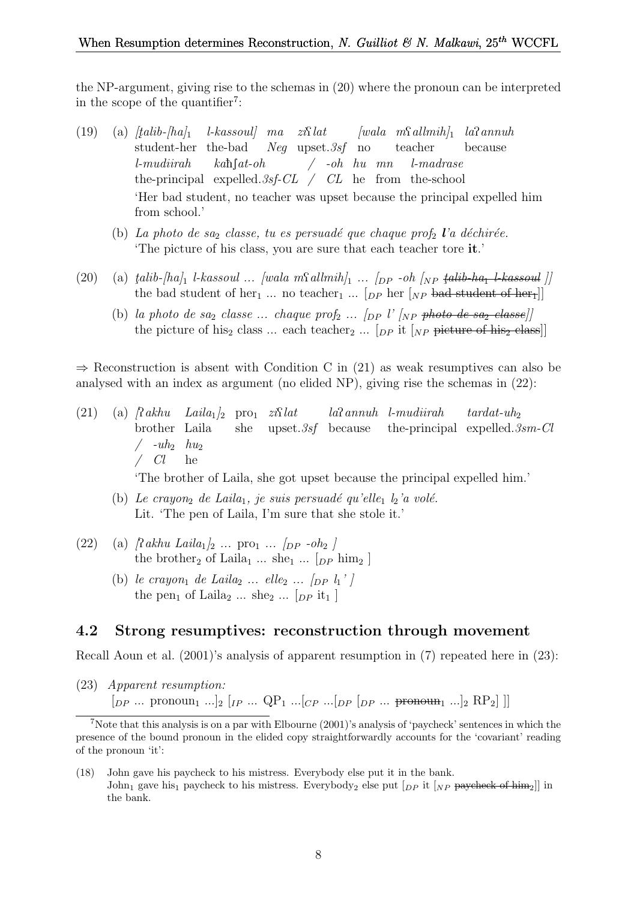the NP-argument, giving rise to the schemas in (20) where the pronoun can be interpreted in the scope of the quantifier[7]:

(19) (a) *[ṭalib-[ha]$_1$ l-kassoul] ma zisʕlat [wala mʕallmih]$_1$ laʔannuh*
student-her the-bad *Neg* upset.*3sf* no teacher because
*l-mudiirah kaħʃat-oh / -oh hu mn l-madrase*
the-principal expelled.*3sf-CL / CL* he from the-school
'Her bad student, no teacher was upset because the principal expelled him from school.'

(b) *La photo de sa$_2$ classe, tu es persuadé que chaque prof$_2$ **l**'a déchirée.*
'The picture of his class, you are sure that each teacher tore **it**.'

(20) (a) *ṭalib-[ha]$_1$ l-kassoul ... [wala mʕallmih]$_1$ ... [$_{DP}$ -oh [$_{NP}$ ~~ṭalib-ha$_1$ l-kassoul~~ ]]*
the bad student of her$_1$ ... no teacher$_1$ ... [$_{DP}$ her [$_{NP}$ ~~bad student of her$_1$~~]]

(b) *la photo de sa$_2$ classe ... chaque prof$_2$ ... [$_{DP}$ l' [$_{NP}$ ~~photo de sa$_2$ classe~~]]*
the picture of his$_2$ class ... each teacher$_2$ ... [$_{DP}$ it [$_{NP}$ ~~picture of his$_2$ class~~]]

⇒ Reconstruction is absent with Condition C in (21) as weak resumptives can also be analysed with an index as argument (no elided NP), giving rise the schemas in (22):

(21) (a) *[ʔakhu Laila$_1$]$_2$* pro$_1$ *zisʕlat laʔannuh l-mudiirah tardat-uh$_2$*
brother Laila she upset.*3sf* because the-principal expelled.*3sm-Cl*
*/ -uh$_2$ hu$_2$*
*/ Cl* he
'The brother of Laila, she got upset because the principal expelled him.'

(b) *Le crayon$_2$ de Laila$_1$, je suis persuadé qu'elle$_1$ l$_2$'a volé.*
Lit. 'The pen of Laila, I'm sure that she stole it.'

(22) (a) *[ʔakhu Laila$_1$]$_2$ ...* pro$_1$ *... [$_{DP}$ -oh$_2$ ]*
the brother$_2$ of Laila$_1$ ... she$_1$ ... [$_{DP}$ him$_2$ ]

(b) *le crayon$_1$ de Laila$_2$ ... elle$_2$ ... [$_{DP}$ l$_1$' ]*
the pen$_1$ of Laila$_2$ ... she$_2$ ... [$_{DP}$ it$_1$ ]

## 4.2 Strong resumptives: reconstruction through movement

Recall Aoun et al. (2001)'s analysis of apparent resumption in (7) repeated here in (23):

(23) *Apparent resumption:*
[$_{DP}$ ... pronoun$_1$ ...]$_2$ [$_{IP}$ ... QP$_1$ ...[$_{CP}$ ...[$_{DP}$ [$_{DP}$ ... ~~pronoun$_1$~~ ...]$_2$ RP$_2$] ]]

[7] Note that this analysis is on a par with Elbourne (2001)'s analysis of 'paycheck' sentences in which the presence of the bound pronoun in the elided copy straightforwardly accounts for the 'covariant' reading of the pronoun 'it':

(18) John gave his paycheck to his mistress. Everybody else put it in the bank.
John$_1$ gave his$_1$ paycheck to his mistress. Everybody$_2$ else put [$_{DP}$ it [$_{NP}$ ~~paycheck of him$_2$~~]] in the bank.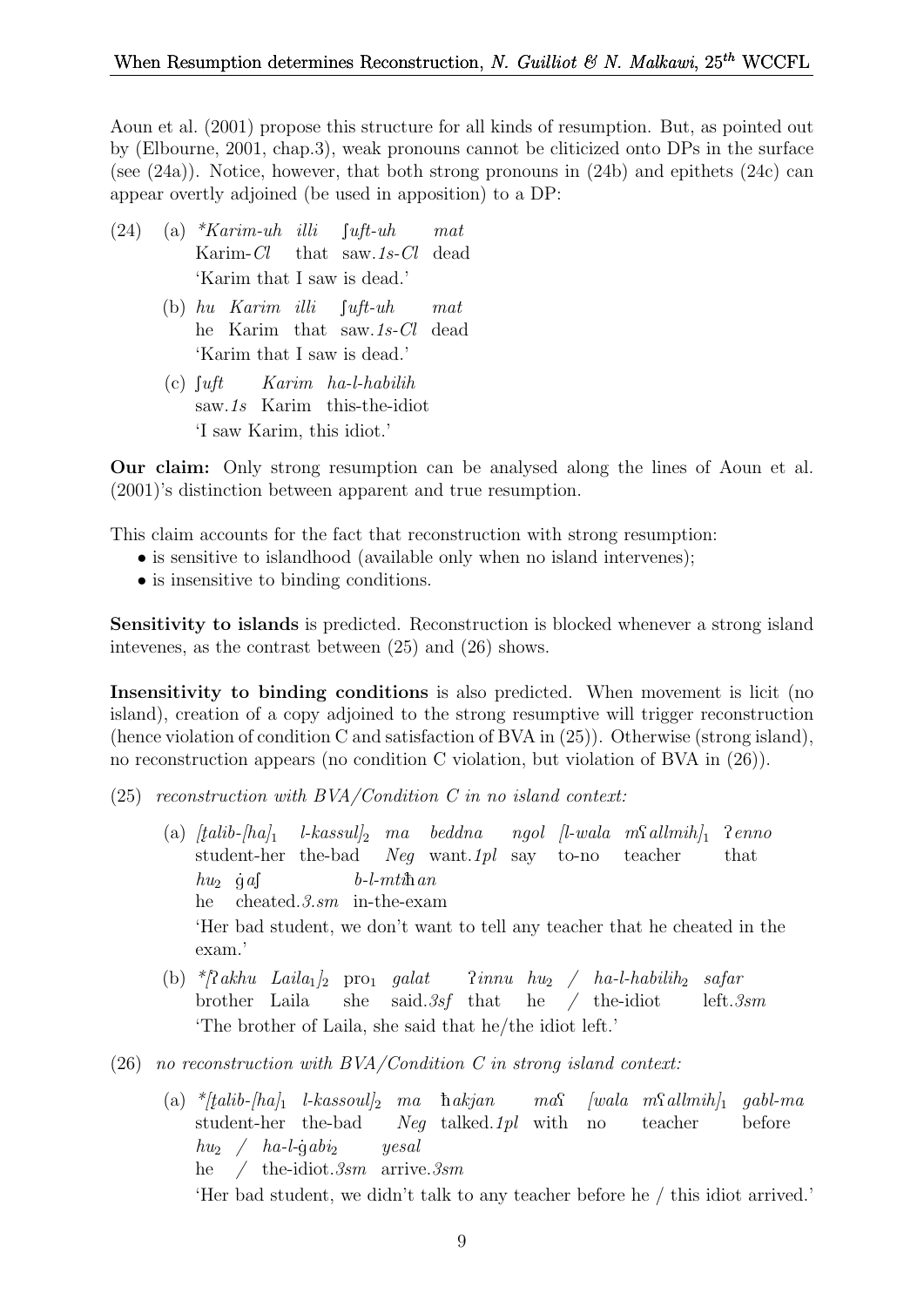Aoun et al. (2001) propose this structure for all kinds of resumption. But, as pointed out by (Elbourne, 2001, chap.3), weak pronouns cannot be cliticized onto DPs in the surface (see (24a)). Notice, however, that both strong pronouns in (24b) and epithets (24c) can appear overtly adjoined (be used in apposition) to a DP:

(24) (a) **Karim-uh illi ʃuft-uh mat*
Karim-*Cl* that saw.*1s-Cl* dead
'Karim that I saw is dead.'

(b) *hu Karim illi ʃuft-uh mat*
he Karim that saw.*1s-Cl* dead
'Karim that I saw is dead.'

(c) *ʃuft Karim ha-l-habilih*
saw.*1s* Karim this-the-idiot
'I saw Karim, this idiot.'

**Our claim:** Only strong resumption can be analysed along the lines of Aoun et al. (2001)'s distinction between apparent and true resumption.

This claim accounts for the fact that reconstruction with strong resumption:

- is sensitive to islandhood (available only when no island intervenes);
- is insensitive to binding conditions.

**Sensitivity to islands** is predicted. Reconstruction is blocked whenever a strong island intevenes, as the contrast between (25) and (26) shows.

**Insensitivity to binding conditions** is also predicted. When movement is licit (no island), creation of a copy adjoined to the strong resumptive will trigger reconstruction (hence violation of condition C and satisfaction of BVA in (25)). Otherwise (strong island), no reconstruction appears (no condition C violation, but violation of BVA in (26)).

(25) *reconstruction with BVA/Condition C in no island context:*

(a) *[ṭalib-[ha]$_1$ l-kassul]$_2$ ma beddna ngol [l-wala mʕallmih]$_1$ ʔenno hu$_2$ ġaʃ b-l-mtiħan*
student-her the-bad *Neg* want.*1pl* say to-no teacher that he cheated.*3.sm* in-the-exam
'Her bad student, we don't want to tell any teacher that he cheated in the exam.'

(b) **[ʔakhu Laila$_1$]$_2$ pro$_1$ galat ʔinnu hu$_2$ / ha-l-habilih$_2$ safar*
brother Laila she said.*3sf* that he / the-idiot left.*3sm*
'The brother of Laila, she said that he/the idiot left.'

(26) *no reconstruction with BVA/Condition C in strong island context:*

(a) **[ṭalib-[ha]$_1$ l-kassoul]$_2$ ma ħakjan maʕ [wala mʕallmih]$_1$ gabl-ma hu$_2$ / ha-l-ġabi$_2$ yesal*
student-her the-bad *Neg* talked.*1pl* with no teacher before he / the-idiot.*3sm* arrive.*3sm*
'Her bad student, we didn't talk to any teacher before he / this idiot arrived.'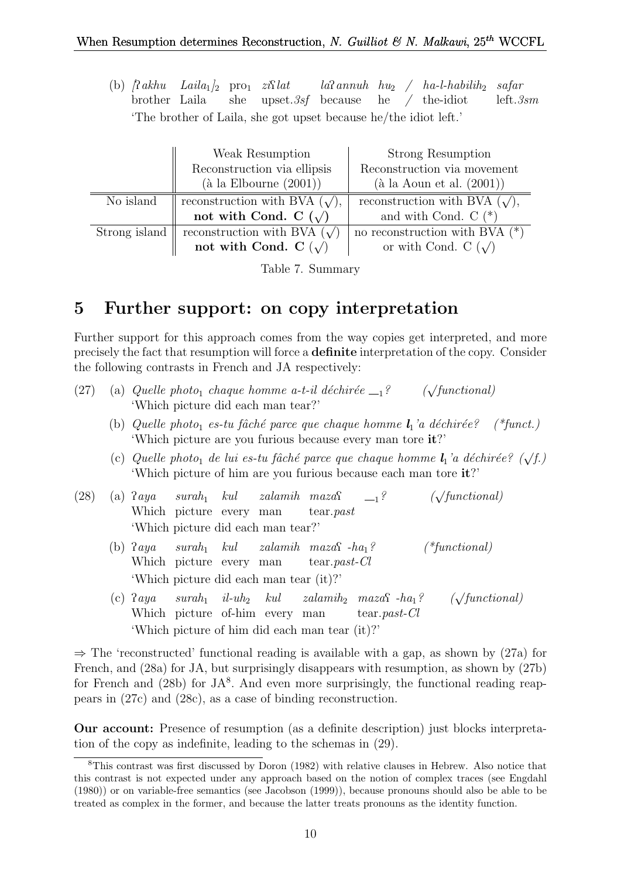(b) *[ʔakhu Laila$_1$]$_2$* pro$_1$ *ziʕlat laʔannuh hu$_2$ / ha-l-habilih$_2$ safar*
brother Laila she upset.*3sf* because he / the-idiot left.*3sm*
'The brother of Laila, she got upset because he/the idiot left.'

| | Weak Resumption<br>Reconstruction via ellipsis<br>(à la Elbourne (2001)) | Strong Resumption<br>Reconstruction via movement<br>(à la Aoun et al. (2001)) |
|---|---|---|
| No island | reconstruction with BVA (√),<br>**not with Cond. C (√)** | reconstruction with BVA (√),<br>and with Cond. C (*) |
| Strong island | reconstruction with BVA (√)<br>**not with Cond. C (√)** | no reconstruction with BVA (*)<br>or with Cond. C (√) |

Table 7. Summary

## 5 Further support: on copy interpretation

Further support for this approach comes from the way copies get interpreted, and more precisely the fact that resumption will force a **definite** interpretation of the copy. Consider the following contrasts in French and JA respectively:

(27) (a) *Quelle photo$_1$ chaque homme a-t-il déchirée $\_\__1$?* (√*functional)*
'Which picture did each man tear?'

(b) *Quelle photo$_1$ es-tu fâché parce que chaque homme **l**$_1$'a déchirée?* (*\*funct.)*
'Which picture are you furious because every man tore **it**?'

(c) *Quelle photo$_1$ de lui es-tu fâché parce que chaque homme **l**$_1$'a déchirée?* (√*f.)*
'Which picture of him are you furious because each man tore **it**?'

(28) (a) *ʔaya surah$_1$ kul zalamih mazaʕ $\_\__1$?* (√*functional)*
Which picture every man tear.*past*
'Which picture did each man tear?'

(b) *ʔaya surah$_1$ kul zalamih mazaʕ -ha$_1$?* (*\*functional)*
Which picture every man tear.*past-Cl*
'Which picture did each man tear (it)?'

(c) *ʔaya surah$_1$ il-uh$_2$ kul zalamih$_2$ mazaʕ -ha$_1$?* (√*functional)*
Which picture of-him every man tear.*past-Cl*
'Which picture of him did each man tear (it)?'

⇒ The 'reconstructed' functional reading is available with a gap, as shown by (27a) for French, and (28a) for JA, but surprisingly disappears with resumption, as shown by (27b) for French and (28b) for JA[8]. And even more surprisingly, the functional reading reappears in (27c) and (28c), as a case of binding reconstruction.

**Our account:** Presence of resumption (as a definite description) just blocks interpretation of the copy as indefinite, leading to the schemas in (29).

[8]This contrast was first discussed by Doron (1982) with relative clauses in Hebrew. Also notice that this contrast is not expected under any approach based on the notion of complex traces (see Engdahl (1980)) or on variable-free semantics (see Jacobson (1999)), because pronouns should also be able to be treated as complex in the former, and because the latter treats pronouns as the identity function.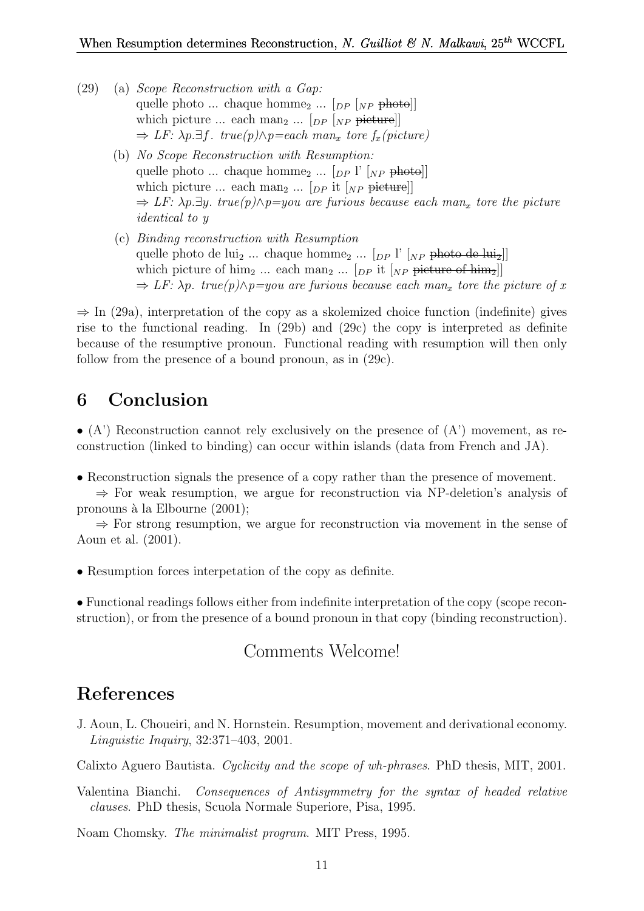(29) (a) *Scope Reconstruction with a Gap:*
quelle photo ... chaque homme$_2$ ... $[_{DP}$ $[_{NP}$ ~~photo~~$]]$
which picture ... each man$_2$ ... $[_{DP}$ $[_{NP}$ ~~picture~~$]]$
$\Rightarrow$ *LF:* $\lambda p.\exists f.\ true(p) \wedge p{=}each\ man_x\ tore\ f_x(picture)$

(b) *No Scope Reconstruction with Resumption:*
quelle photo ... chaque homme$_2$ ... $[_{DP}$ l' $[_{NP}$ ~~photo~~$]]$
which picture ... each man$_2$ ... $[_{DP}$ it $[_{NP}$ ~~picture~~$]]$
$\Rightarrow$ *LF:* $\lambda p.\exists y.\ true(p) \wedge p{=}you\ are\ furious\ because\ each\ man_x\ tore\ the\ picture\ identical\ to\ y$

(c) *Binding reconstruction with Resumption*
quelle photo de lui$_2$ ... chaque homme$_2$ ... $[_{DP}$ l' $[_{NP}$ ~~photo de lui$_2$~~$]]$
which picture of him$_2$ ... each man$_2$ ... $[_{DP}$ it $[_{NP}$ ~~picture of him$_2$~~$]]$
$\Rightarrow$ *LF:* $\lambda p.\ true(p) \wedge p{=}you\ are\ furious\ because\ each\ man_x\ tore\ the\ picture\ of\ x$

$\Rightarrow$ In (29a), interpretation of the copy as a skolemized choice function (indefinite) gives rise to the functional reading. In (29b) and (29c) the copy is interpreted as definite because of the resumptive pronoun. Functional reading with resumption will then only follow from the presence of a bound pronoun, as in (29c).

## 6 Conclusion

• (A') Reconstruction cannot rely exclusively on the presence of (A') movement, as reconstruction (linked to binding) can occur within islands (data from French and JA).

• Reconstruction signals the presence of a copy rather than the presence of movement.
$\Rightarrow$ For weak resumption, we argue for reconstruction via NP-deletion's analysis of pronouns à la Elbourne (2001);
$\Rightarrow$ For strong resumption, we argue for reconstruction via movement in the sense of Aoun et al. (2001).

• Resumption forces interpetation of the copy as definite.

• Functional readings follows either from indefinite interpretation of the copy (scope reconstruction), or from the presence of a bound pronoun in that copy (binding reconstruction).

Comments Welcome!

## References

J. Aoun, L. Choueiri, and N. Hornstein. Resumption, movement and derivational economy. *Linguistic Inquiry*, 32:371–403, 2001.

Calixto Aguero Bautista. *Cyclicity and the scope of wh-phrases*. PhD thesis, MIT, 2001.

Valentina Bianchi. *Consequences of Antisymmetry for the syntax of headed relative clauses*. PhD thesis, Scuola Normale Superiore, Pisa, 1995.

Noam Chomsky. *The minimalist program*. MIT Press, 1995.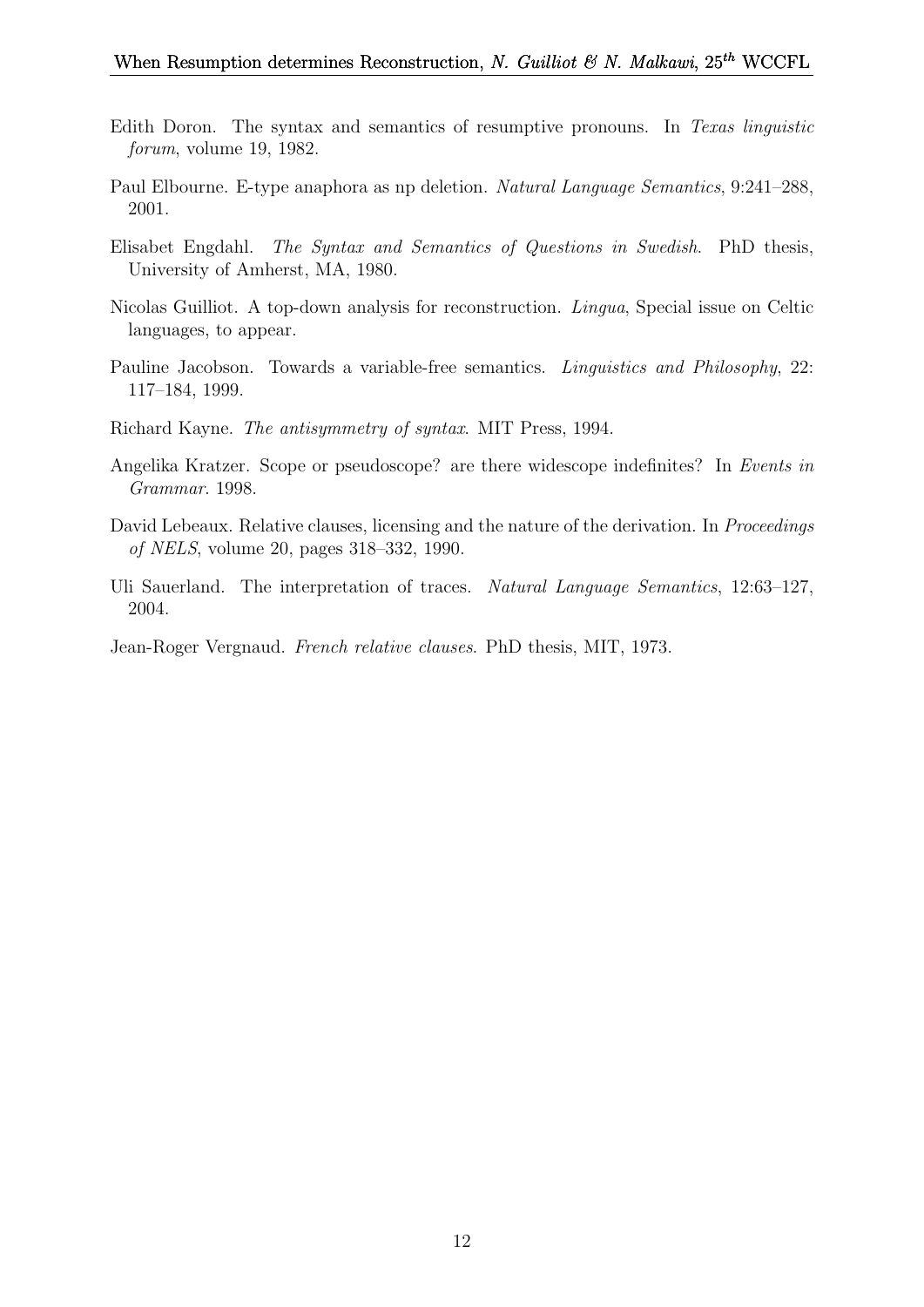Edith Doron. The syntax and semantics of resumptive pronouns. In *Texas linguistic forum*, volume 19, 1982.

Paul Elbourne. E-type anaphora as np deletion. *Natural Language Semantics*, 9:241–288, 2001.

Elisabet Engdahl. *The Syntax and Semantics of Questions in Swedish*. PhD thesis, University of Amherst, MA, 1980.

Nicolas Guilliot. A top-down analysis for reconstruction. *Lingua*, Special issue on Celtic languages, to appear.

Pauline Jacobson. Towards a variable-free semantics. *Linguistics and Philosophy*, 22: 117–184, 1999.

Richard Kayne. *The antisymmetry of syntax*. MIT Press, 1994.

Angelika Kratzer. Scope or pseudoscope? are there widescope indefinites? In *Events in Grammar*. 1998.

David Lebeaux. Relative clauses, licensing and the nature of the derivation. In *Proceedings of NELS*, volume 20, pages 318–332, 1990.

Uli Sauerland. The interpretation of traces. *Natural Language Semantics*, 12:63–127, 2004.

Jean-Roger Vergnaud. *French relative clauses*. PhD thesis, MIT, 1973.